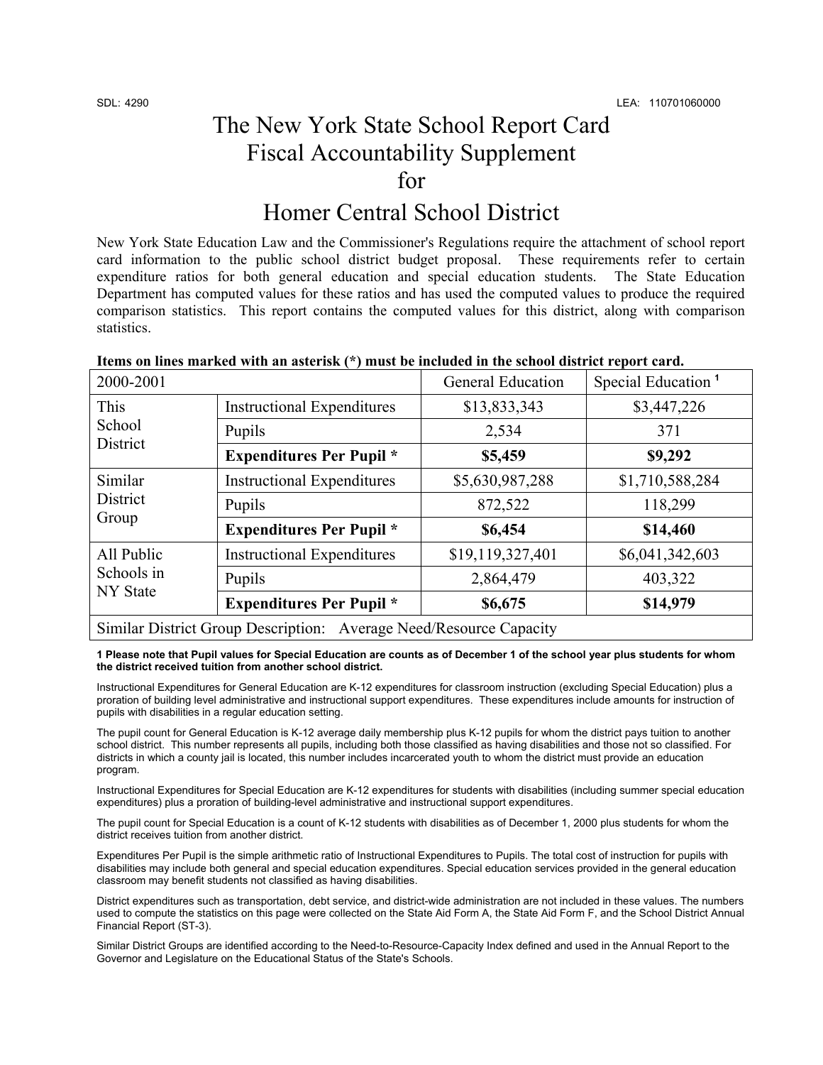SDL: 4290 LEA: 110701060000

# The New York State School Report Card Fiscal Accountability Supplement for Homer Central School District

New York State Education Law and the Commissioner's Regulations require the attachment of school report card information to the public school district budget proposal. These requirements refer to certain expenditure ratios for both general education and special education students. The State Education Department has computed values for these ratios and has used the computed values to produce the required comparison statistics. This report contains the computed values for this district, along with comparison statistics.

**Items on lines marked with an asterisk (*) must be included in the school district report card.**

| 2000-2001 | | General Education | Special Education [1] |
|---|---|---|---|
| This School District | Instructional Expenditures | $13,833,343 | $3,447,226 |
| | Pupils | 2,534 | 371 |
| | **Expenditures Per Pupil *** | **$5,459** | **$9,292** |
| Similar District Group | Instructional Expenditures | $5,630,987,288 | $1,710,588,284 |
| | Pupils | 872,522 | 118,299 |
| | **Expenditures Per Pupil *** | **$6,454** | **$14,460** |
| All Public Schools in NY State | Instructional Expenditures | $19,119,327,401 | $6,041,342,603 |
| | Pupils | 2,864,479 | 403,322 |
| | **Expenditures Per Pupil *** | **$6,675** | **$14,979** |
| Similar District Group Description: Average Need/Resource Capacity | | | |

**1 Please note that Pupil values for Special Education are counts as of December 1 of the school year plus students for whom the district received tuition from another school district.**

Instructional Expenditures for General Education are K-12 expenditures for classroom instruction (excluding Special Education) plus a proration of building level administrative and instructional support expenditures. These expenditures include amounts for instruction of pupils with disabilities in a regular education setting.

The pupil count for General Education is K-12 average daily membership plus K-12 pupils for whom the district pays tuition to another school district. This number represents all pupils, including both those classified as having disabilities and those not so classified. For districts in which a county jail is located, this number includes incarcerated youth to whom the district must provide an education program.

Instructional Expenditures for Special Education are K-12 expenditures for students with disabilities (including summer special education expenditures) plus a proration of building-level administrative and instructional support expenditures.

The pupil count for Special Education is a count of K-12 students with disabilities as of December 1, 2000 plus students for whom the district receives tuition from another district.

Expenditures Per Pupil is the simple arithmetic ratio of Instructional Expenditures to Pupils. The total cost of instruction for pupils with disabilities may include both general and special education expenditures. Special education services provided in the general education classroom may benefit students not classified as having disabilities.

District expenditures such as transportation, debt service, and district-wide administration are not included in these values. The numbers used to compute the statistics on this page were collected on the State Aid Form A, the State Aid Form F, and the School District Annual Financial Report (ST-3).

Similar District Groups are identified according to the Need-to-Resource-Capacity Index defined and used in the Annual Report to the Governor and Legislature on the Educational Status of the State's Schools.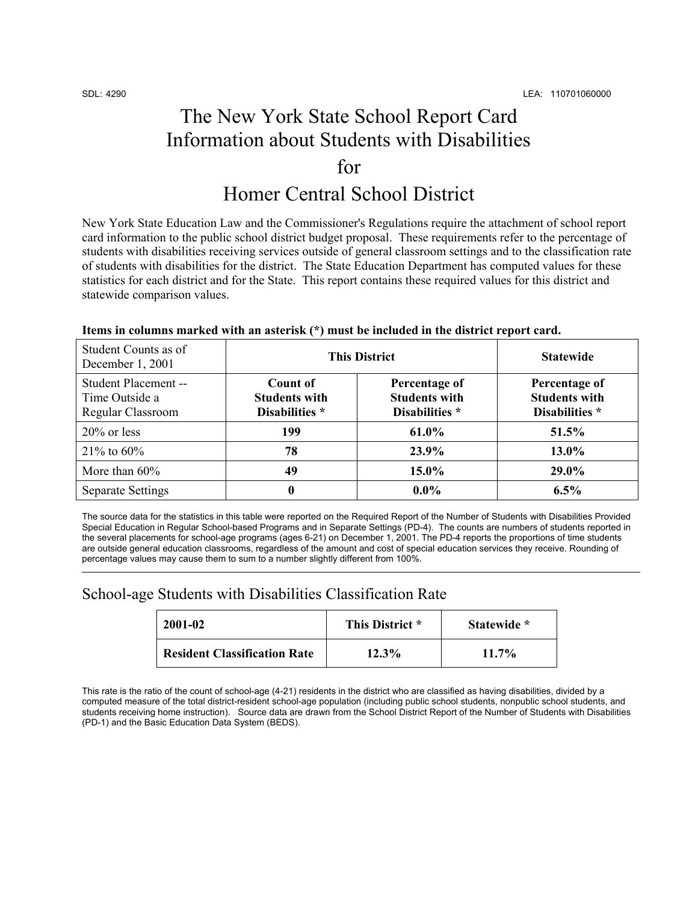SDL: 4290 LEA: 110701060000

# The New York State School Report Card Information about Students with Disabilities for Homer Central School District

New York State Education Law and the Commissioner's Regulations require the attachment of school report card information to the public school district budget proposal. These requirements refer to the percentage of students with disabilities receiving services outside of general classroom settings and to the classification rate of students with disabilities for the district. The State Education Department has computed values for these statistics for each district and for the State. This report contains these required values for this district and statewide comparison values.

**Items in columns marked with an asterisk (*) must be included in the district report card.**

| Student Counts as of December 1, 2001 | This District | | Statewide |
|---|---|---|---|
| Student Placement -- Time Outside a Regular Classroom | **Count of Students with Disabilities *** | **Percentage of Students with Disabilities *** | **Percentage of Students with Disabilities *** |
| 20% or less | **199** | **61.0%** | **51.5%** |
| 21% to 60% | **78** | **23.9%** | **13.0%** |
| More than 60% | **49** | **15.0%** | **29.0%** |
| Separate Settings | **0** | **0.0%** | **6.5%** |

The source data for the statistics in this table were reported on the Required Report of the Number of Students with Disabilities Provided Special Education in Regular School-based Programs and in Separate Settings (PD-4). The counts are numbers of students reported in the several placements for school-age programs (ages 6-21) on December 1, 2001. The PD-4 reports the proportions of time students are outside general education classrooms, regardless of the amount and cost of special education services they receive. Rounding of percentage values may cause them to sum to a number slightly different from 100%.

---

## School-age Students with Disabilities Classification Rate

| **2001-02** | **This District *** | **Statewide *** |
|---|---|---|
| **Resident Classification Rate** | **12.3%** | **11.7%** |

This rate is the ratio of the count of school-age (4-21) residents in the district who are classified as having disabilities, divided by a computed measure of the total district-resident school-age population (including public school students, nonpublic school students, and students receiving home instruction). Source data are drawn from the School District Report of the Number of Students with Disabilities (PD-1) and the Basic Education Data System (BEDS).